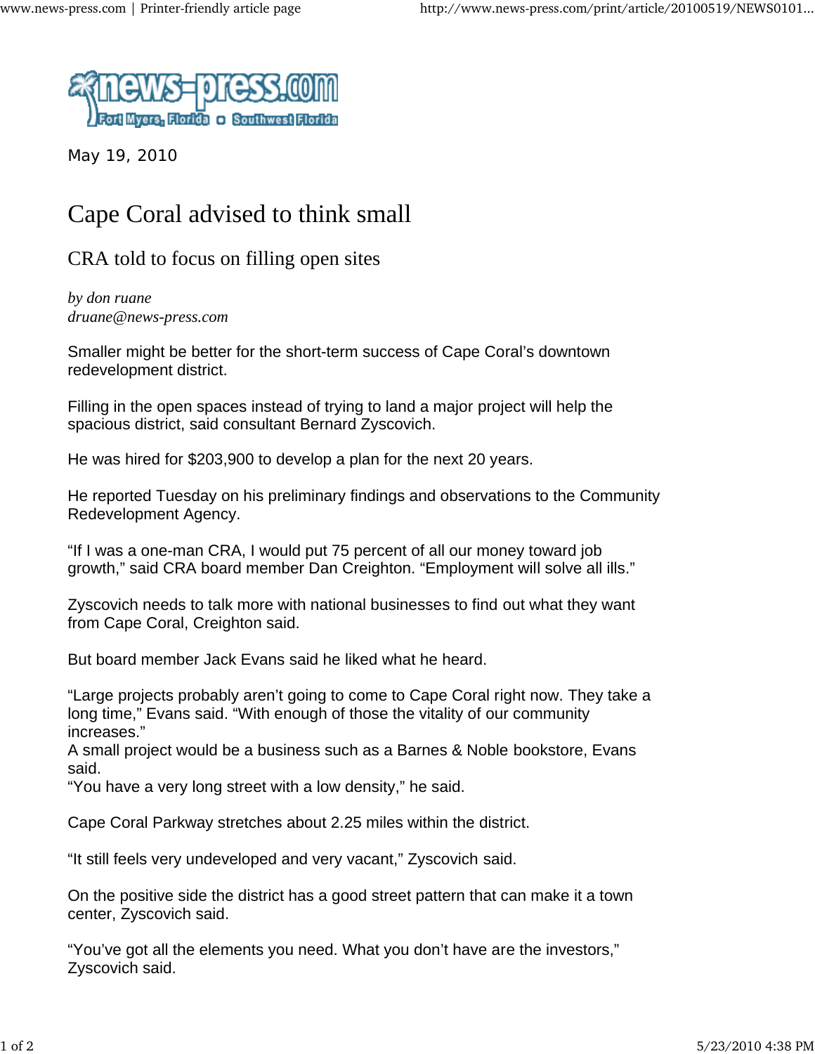May 19, 2010

# Cape Coral advised to think small

## CRA told to focus on filling open sites

*by don ruane*
*druane@news-press.com*

Smaller might be better for the short-term success of Cape Coral's downtown redevelopment district.

Filling in the open spaces instead of trying to land a major project will help the spacious district, said consultant Bernard Zyscovich.

He was hired for $203,900 to develop a plan for the next 20 years.

He reported Tuesday on his preliminary findings and observations to the Community Redevelopment Agency.

"If I was a one-man CRA, I would put 75 percent of all our money toward job growth," said CRA board member Dan Creighton. "Employment will solve all ills."

Zyscovich needs to talk more with national businesses to find out what they want from Cape Coral, Creighton said.

But board member Jack Evans said he liked what he heard.

"Large projects probably aren't going to come to Cape Coral right now. They take a long time," Evans said. "With enough of those the vitality of our community increases."
A small project would be a business such as a Barnes & Noble bookstore, Evans said.
"You have a very long street with a low density," he said.

Cape Coral Parkway stretches about 2.25 miles within the district.

"It still feels very undeveloped and very vacant," Zyscovich said.

On the positive side the district has a good street pattern that can make it a town center, Zyscovich said.

"You've got all the elements you need. What you don't have are the investors," Zyscovich said.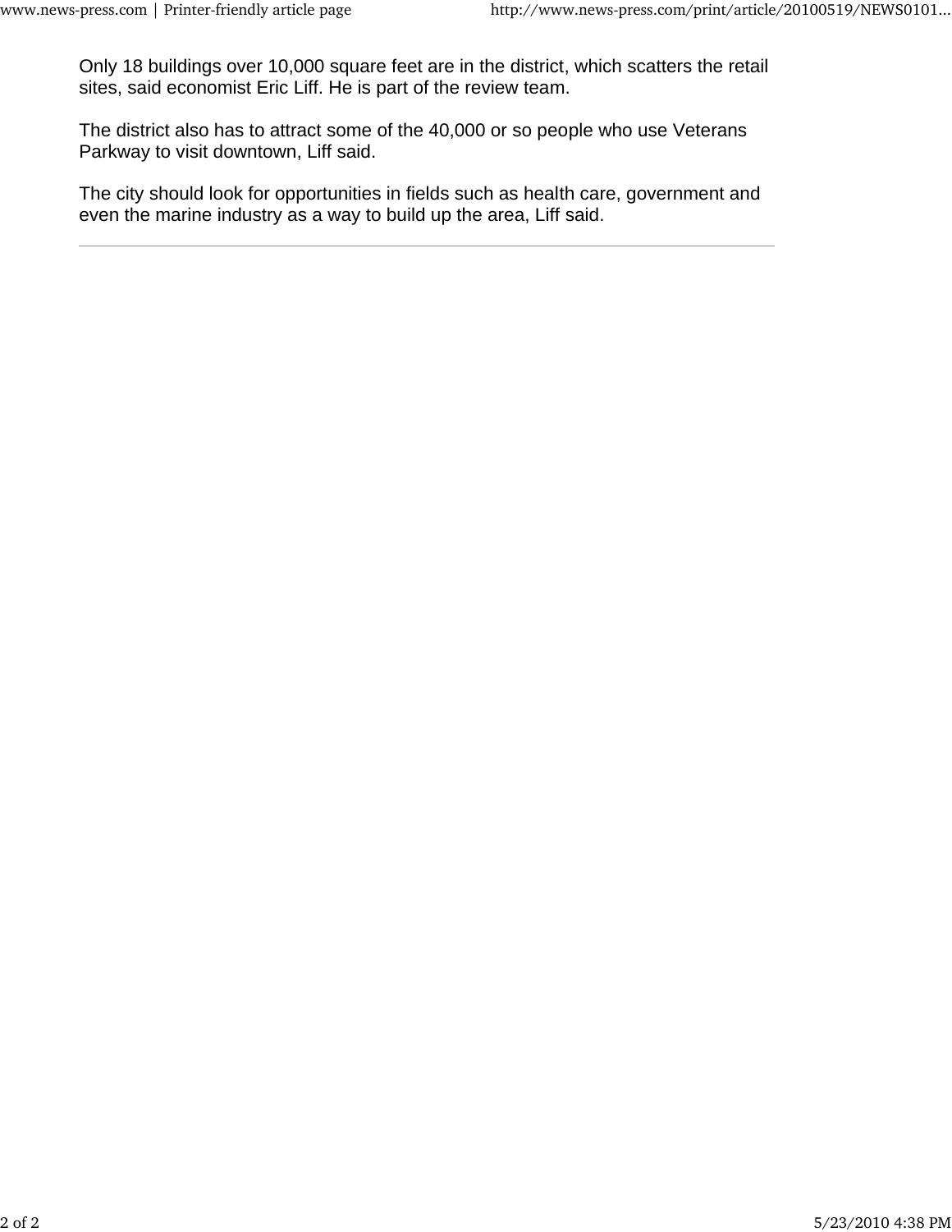Only 18 buildings over 10,000 square feet are in the district, which scatters the retail sites, said economist Eric Liff. He is part of the review team.

The district also has to attract some of the 40,000 or so people who use Veterans Parkway to visit downtown, Liff said.

The city should look for opportunities in fields such as health care, government and even the marine industry as a way to build up the area, Liff said.

---